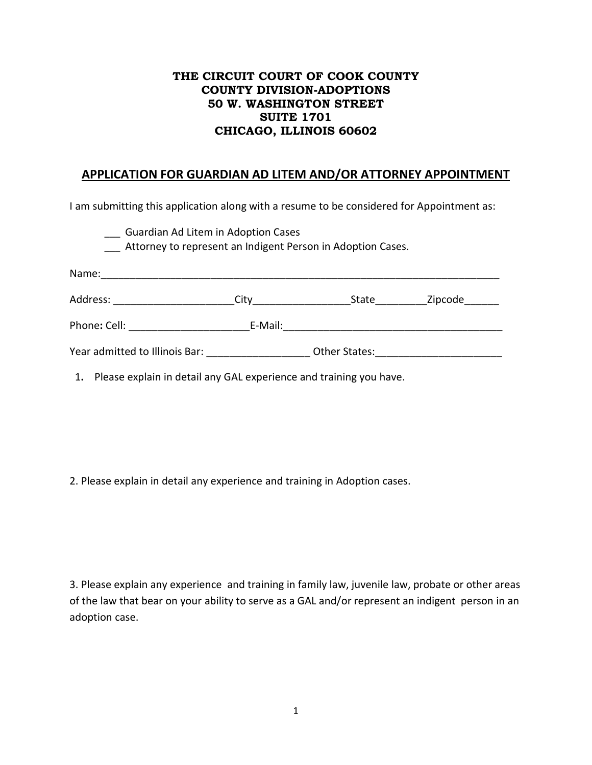**THE CIRCUIT COURT OF COOK COUNTY**
**COUNTY DIVISION-ADOPTIONS**
**50 W. WASHINGTON STREET**
**SUITE 1701**
**CHICAGO, ILLINOIS 60602**

## APPLICATION FOR GUARDIAN AD LITEM AND/OR ATTORNEY APPOINTMENT

I am submitting this application along with a resume to be considered for Appointment as:

___ Guardian Ad Litem in Adoption Cases
___ Attorney to represent an Indigent Person in Adoption Cases.

Name:_______________________________________________________________________

Address: ____________________City________________State________Zipcode______

Phone: Cell: ____________________E-Mail:_____________________________________

Year admitted to Illinois Bar: _________________ Other States:_____________________

1. Please explain in detail any GAL experience and training you have.

2. Please explain in detail any experience and training in Adoption cases.

3. Please explain any experience and training in family law, juvenile law, probate or other areas of the law that bear on your ability to serve as a GAL and/or represent an indigent person in an adoption case.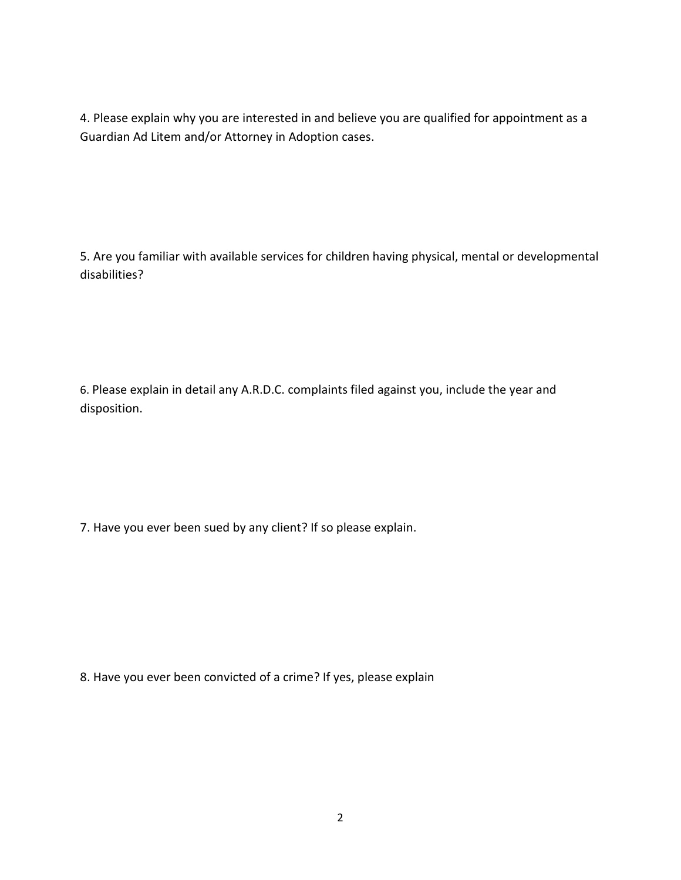4. Please explain why you are interested in and believe you are qualified for appointment as a Guardian Ad Litem and/or Attorney in Adoption cases.

5. Are you familiar with available services for children having physical, mental or developmental disabilities?

6. Please explain in detail any A.R.D.C. complaints filed against you, include the year and disposition.

7. Have you ever been sued by any client? If so please explain.

8. Have you ever been convicted of a crime? If yes, please explain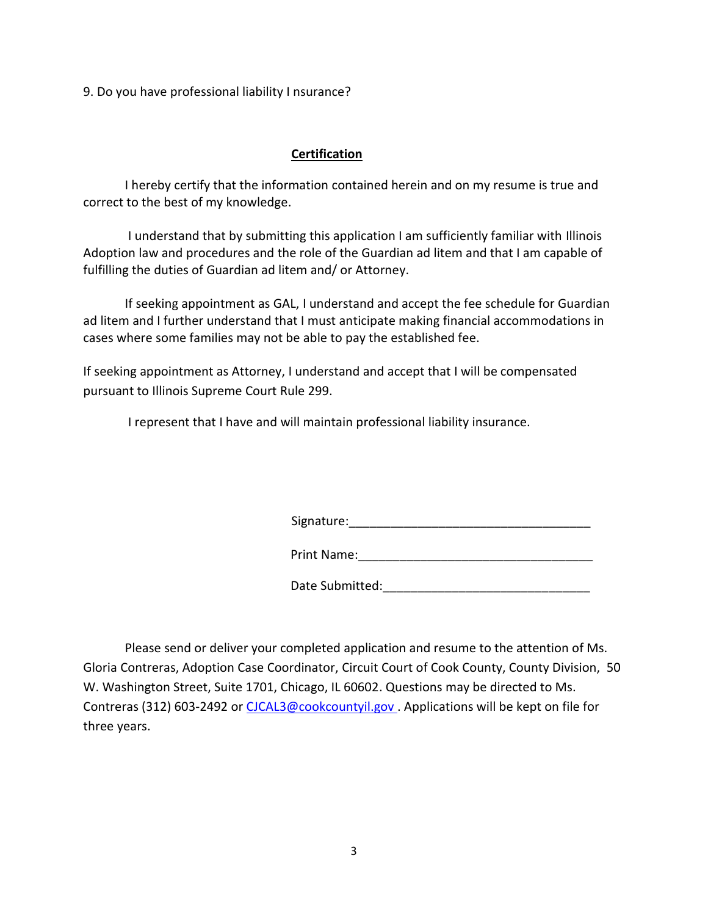9. Do you have professional liability I nsurance?

## Certification

I hereby certify that the information contained herein and on my resume is true and correct to the best of my knowledge.

I understand that by submitting this application I am sufficiently familiar with Illinois Adoption law and procedures and the role of the Guardian ad litem and that I am capable of fulfilling the duties of Guardian ad litem and/ or Attorney.

If seeking appointment as GAL, I understand and accept the fee schedule for Guardian ad litem and I further understand that I must anticipate making financial accommodations in cases where some families may not be able to pay the established fee.

If seeking appointment as Attorney, I understand and accept that I will be compensated pursuant to Illinois Supreme Court Rule 299.

I represent that I have and will maintain professional liability insurance.

Signature:___________________________________

Print Name:_________________________________

Date Submitted:_____________________________

Please send or deliver your completed application and resume to the attention of Ms. Gloria Contreras, Adoption Case Coordinator, Circuit Court of Cook County, County Division, 50 W. Washington Street, Suite 1701, Chicago, IL 60602. Questions may be directed to Ms. Contreras (312) 603-2492 or CJCAL3@cookcountyil.gov . Applications will be kept on file for three years.